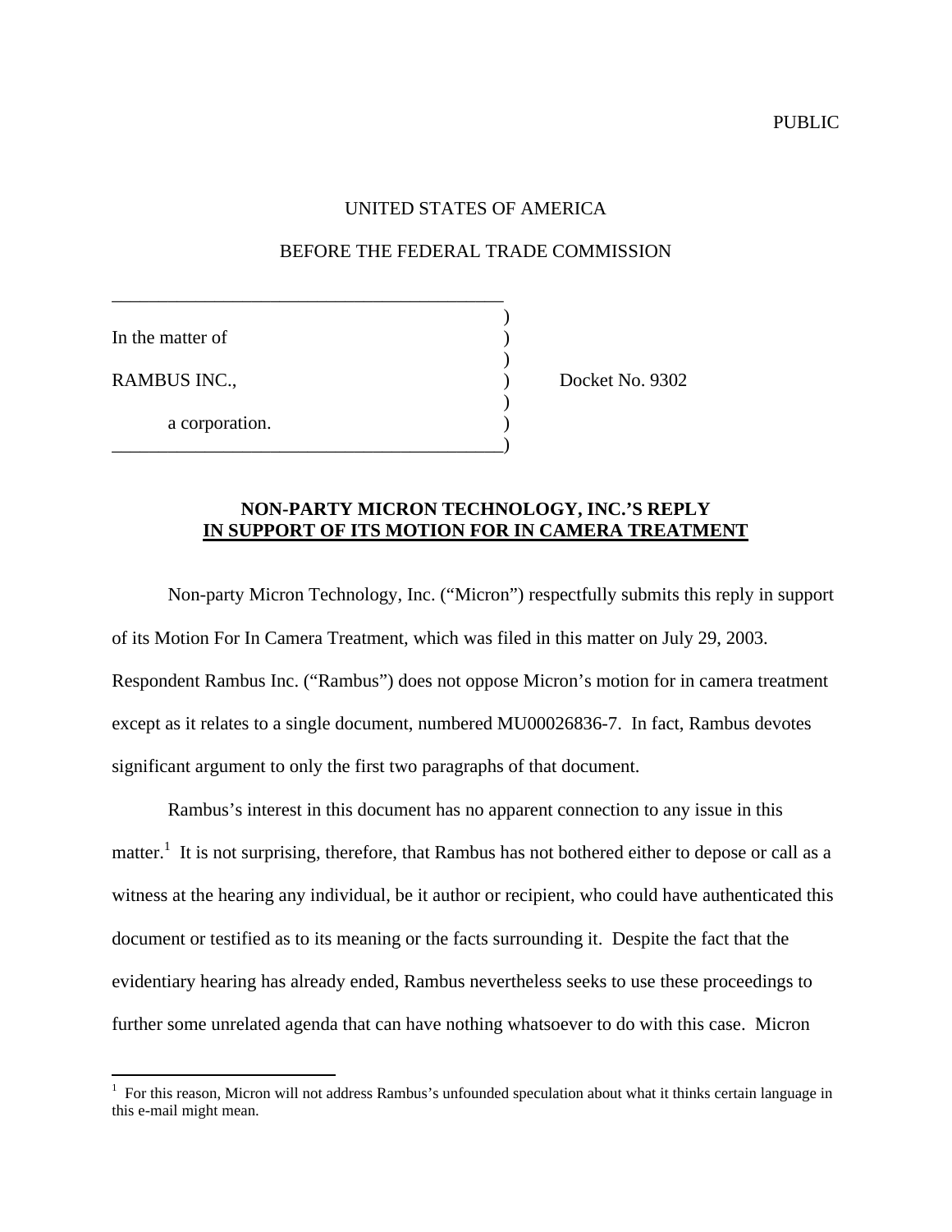PUBLIC

UNITED STATES OF AMERICA

BEFORE THE FEDERAL TRADE COMMISSION

| | | |
|---|---|---|
| In the matter of | ) | |
| RAMBUS INC., | ) | Docket No. 9302 |
| a corporation. | ) | |

**NON-PARTY MICRON TECHNOLOGY, INC.'S REPLY IN SUPPORT OF ITS MOTION FOR IN CAMERA TREATMENT**

Non-party Micron Technology, Inc. ("Micron") respectfully submits this reply in support of its Motion For In Camera Treatment, which was filed in this matter on July 29, 2003. Respondent Rambus Inc. ("Rambus") does not oppose Micron's motion for in camera treatment except as it relates to a single document, numbered MU00026836-7. In fact, Rambus devotes significant argument to only the first two paragraphs of that document.

Rambus's interest in this document has no apparent connection to any issue in this matter.[1] It is not surprising, therefore, that Rambus has not bothered either to depose or call as a witness at the hearing any individual, be it author or recipient, who could have authenticated this document or testified as to its meaning or the facts surrounding it. Despite the fact that the evidentiary hearing has already ended, Rambus nevertheless seeks to use these proceedings to further some unrelated agenda that can have nothing whatsoever to do with this case. Micron

[1] For this reason, Micron will not address Rambus's unfounded speculation about what it thinks certain language in this e-mail might mean.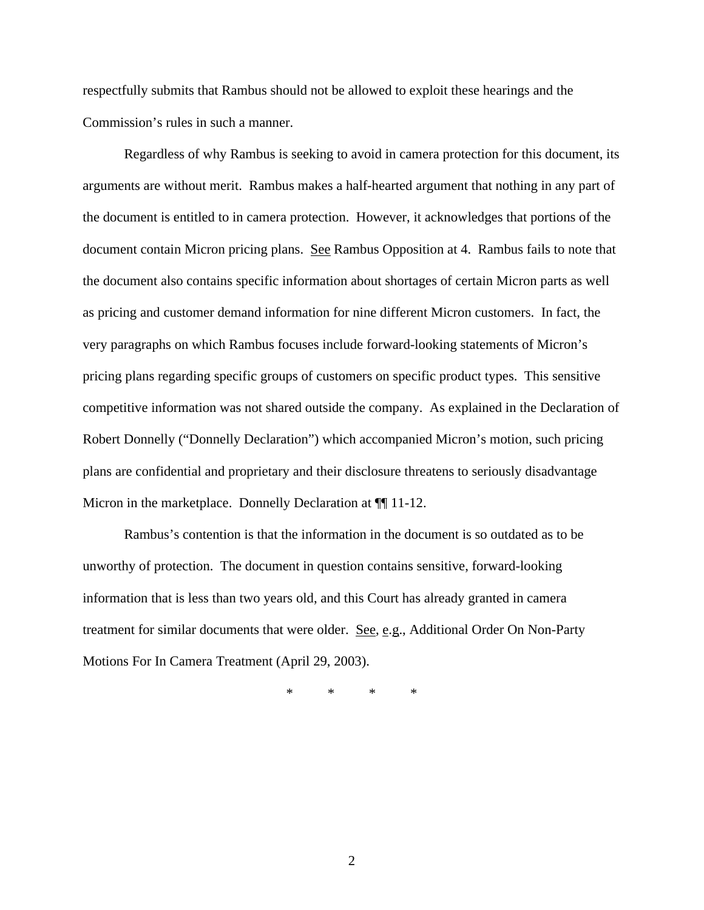respectfully submits that Rambus should not be allowed to exploit these hearings and the Commission's rules in such a manner.

Regardless of why Rambus is seeking to avoid in camera protection for this document, its arguments are without merit. Rambus makes a half-hearted argument that nothing in any part of the document is entitled to in camera protection. However, it acknowledges that portions of the document contain Micron pricing plans. See Rambus Opposition at 4. Rambus fails to note that the document also contains specific information about shortages of certain Micron parts as well as pricing and customer demand information for nine different Micron customers. In fact, the very paragraphs on which Rambus focuses include forward-looking statements of Micron's pricing plans regarding specific groups of customers on specific product types. This sensitive competitive information was not shared outside the company. As explained in the Declaration of Robert Donnelly ("Donnelly Declaration") which accompanied Micron's motion, such pricing plans are confidential and proprietary and their disclosure threatens to seriously disadvantage Micron in the marketplace. Donnelly Declaration at ¶¶ 11-12.

Rambus's contention is that the information in the document is so outdated as to be unworthy of protection. The document in question contains sensitive, forward-looking information that is less than two years old, and this Court has already granted in camera treatment for similar documents that were older. See, e.g., Additional Order On Non-Party Motions For In Camera Treatment (April 29, 2003).

\* \* \* \*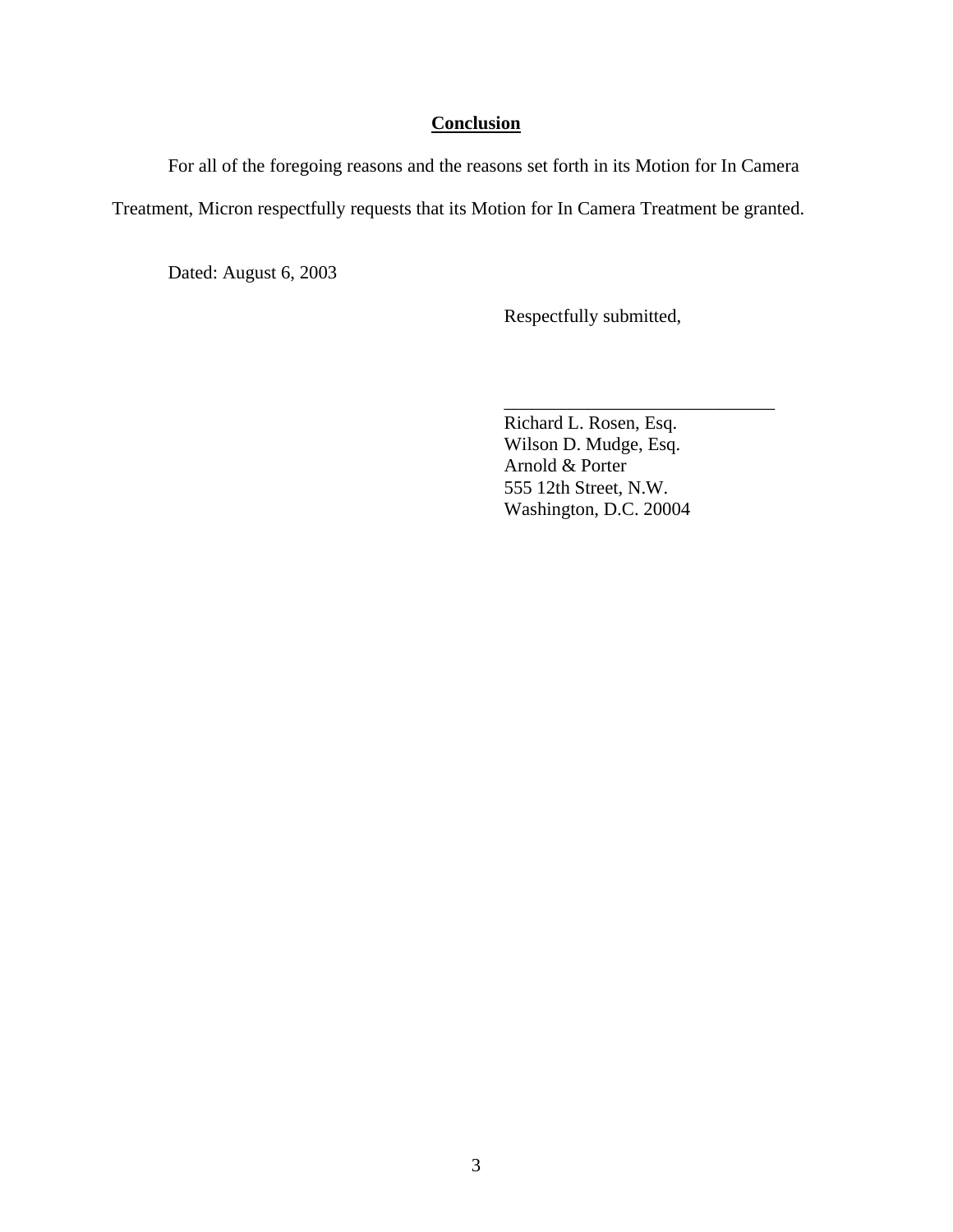## Conclusion

For all of the foregoing reasons and the reasons set forth in its Motion for In Camera Treatment, Micron respectfully requests that its Motion for In Camera Treatment be granted.

Dated: August 6, 2003

Respectfully submitted,

______________________________

Richard L. Rosen, Esq.
Wilson D. Mudge, Esq.
Arnold & Porter
555 12th Street, N.W.
Washington, D.C. 20004